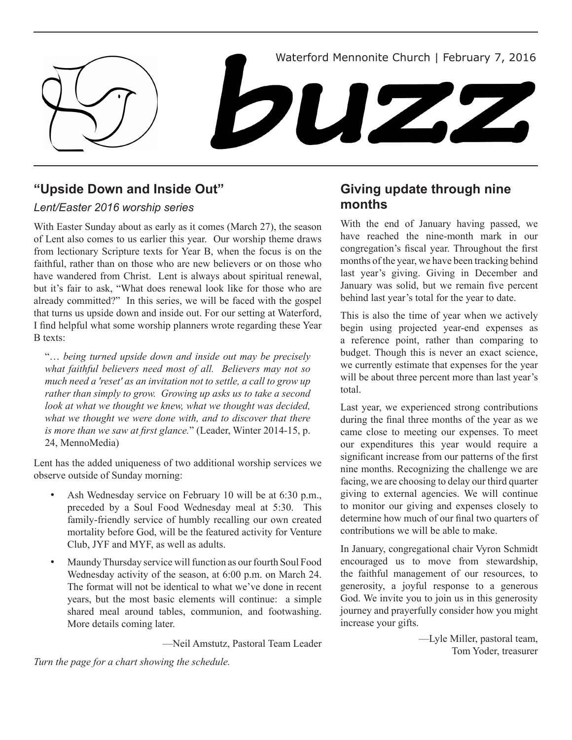Waterford Mennonite Church | February 7, 2016

# buzz

## "Upside Down and Inside Out"

*Lent/Easter 2016 worship series*

With Easter Sunday about as early as it comes (March 27), the season of Lent also comes to us earlier this year. Our worship theme draws from lectionary Scripture texts for Year B, when the focus is on the faithful, rather than on those who are new believers or on those who have wandered from Christ. Lent is always about spiritual renewal, but it's fair to ask, "What does renewal look like for those who are already committed?" In this series, we will be faced with the gospel that turns us upside down and inside out. For our setting at Waterford, I find helpful what some worship planners wrote regarding these Year B texts:

> "… *being turned upside down and inside out may be precisely what faithful believers need most of all. Believers may not so much need a 'reset' as an invitation not to settle, a call to grow up rather than simply to grow. Growing up asks us to take a second look at what we thought we knew, what we thought was decided, what we thought we were done with, and to discover that there is more than we saw at first glance.*" (Leader, Winter 2014-15, p. 24, MennoMedia)

Lent has the added uniqueness of two additional worship services we observe outside of Sunday morning:

- Ash Wednesday service on February 10 will be at 6:30 p.m., preceded by a Soul Food Wednesday meal at 5:30. This family-friendly service of humbly recalling our own created mortality before God, will be the featured activity for Venture Club, JYF and MYF, as well as adults.
- Maundy Thursday service will function as our fourth Soul Food Wednesday activity of the season, at 6:00 p.m. on March 24. The format will not be identical to what we've done in recent years, but the most basic elements will continue: a simple shared meal around tables, communion, and footwashing. More details coming later.

—Neil Amstutz, Pastoral Team Leader

*Turn the page for a chart showing the schedule.*

## Giving update through nine months

With the end of January having passed, we have reached the nine-month mark in our congregation's fiscal year. Throughout the first months of the year, we have been tracking behind last year's giving. Giving in December and January was solid, but we remain five percent behind last year's total for the year to date.

This is also the time of year when we actively begin using projected year-end expenses as a reference point, rather than comparing to budget. Though this is never an exact science, we currently estimate that expenses for the year will be about three percent more than last year's total.

Last year, we experienced strong contributions during the final three months of the year as we came close to meeting our expenses. To meet our expenditures this year would require a significant increase from our patterns of the first nine months. Recognizing the challenge we are facing, we are choosing to delay our third quarter giving to external agencies. We will continue to monitor our giving and expenses closely to determine how much of our final two quarters of contributions we will be able to make.

In January, congregational chair Vyron Schmidt encouraged us to move from stewardship, the faithful management of our resources, to generosity, a joyful response to a generous God. We invite you to join us in this generosity journey and prayerfully consider how you might increase your gifts.

—Lyle Miller, pastoral team,
Tom Yoder, treasurer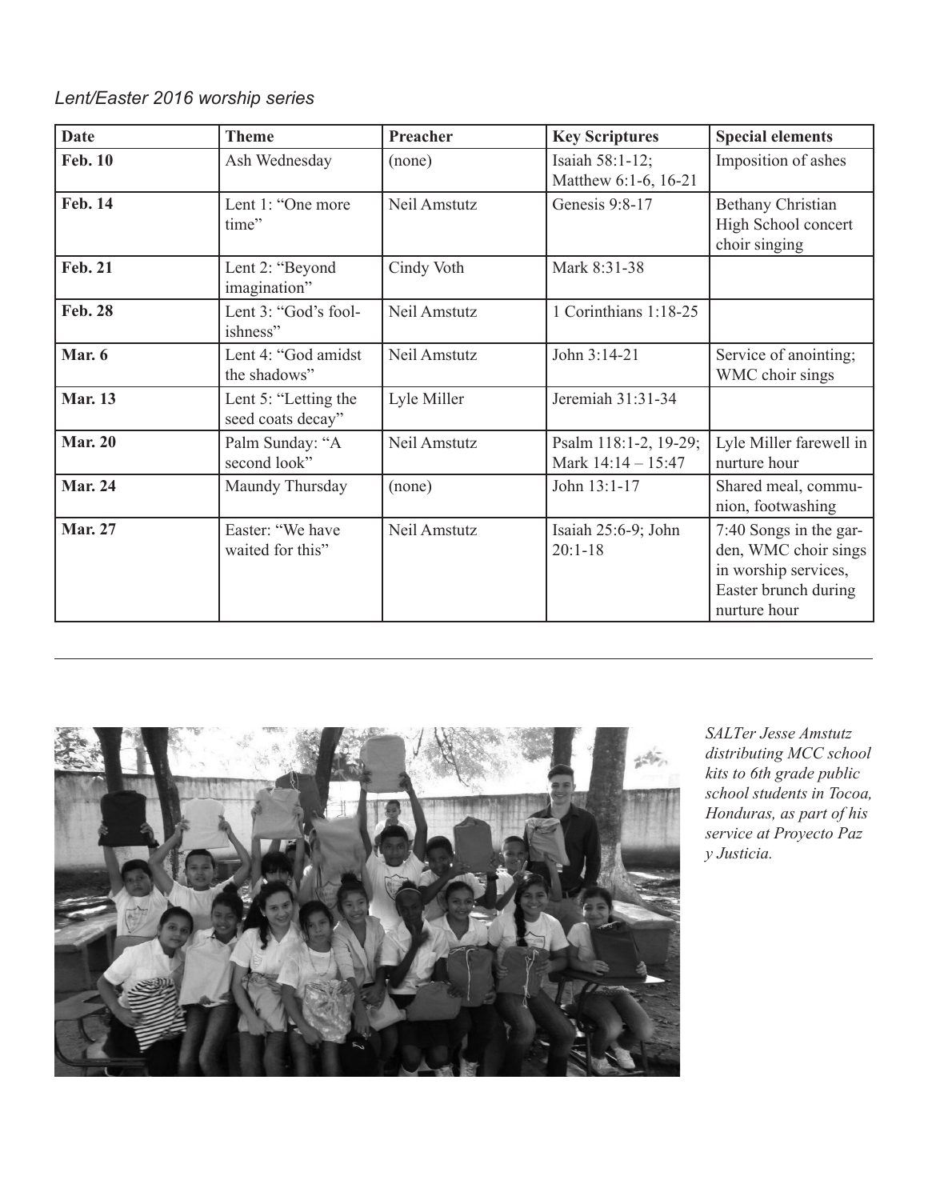*Lent/Easter 2016 worship series*

| Date | Theme | Preacher | Key Scriptures | Special elements |
| --- | --- | --- | --- | --- |
| **Feb. 10** | Ash Wednesday | (none) | Isaiah 58:1-12; Matthew 6:1-6, 16-21 | Imposition of ashes |
| **Feb. 14** | Lent 1: “One more time” | Neil Amstutz | Genesis 9:8-17 | Bethany Christian High School concert choir singing |
| **Feb. 21** | Lent 2: “Beyond imagination” | Cindy Voth | Mark 8:31-38 | |
| **Feb. 28** | Lent 3: “God’s foolishness” | Neil Amstutz | 1 Corinthians 1:18-25 | |
| **Mar. 6** | Lent 4: “God amidst the shadows” | Neil Amstutz | John 3:14-21 | Service of anointing; WMC choir sings |
| **Mar. 13** | Lent 5: “Letting the seed coats decay” | Lyle Miller | Jeremiah 31:31-34 | |
| **Mar. 20** | Palm Sunday: “A second look” | Neil Amstutz | Psalm 118:1-2, 19-29; Mark 14:14 – 15:47 | Lyle Miller farewell in nurture hour |
| **Mar. 24** | Maundy Thursday | (none) | John 13:1-17 | Shared meal, communion, footwashing |
| **Mar. 27** | Easter: “We have waited for this” | Neil Amstutz | Isaiah 25:6-9; John 20:1-18 | 7:40 Songs in the garden, WMC choir sings in worship services, Easter brunch during nurture hour |

---

*SALTer Jesse Amstutz distributing MCC school kits to 6th grade public school students in Tocoa, Honduras, as part of his service at Proyecto Paz y Justicia.*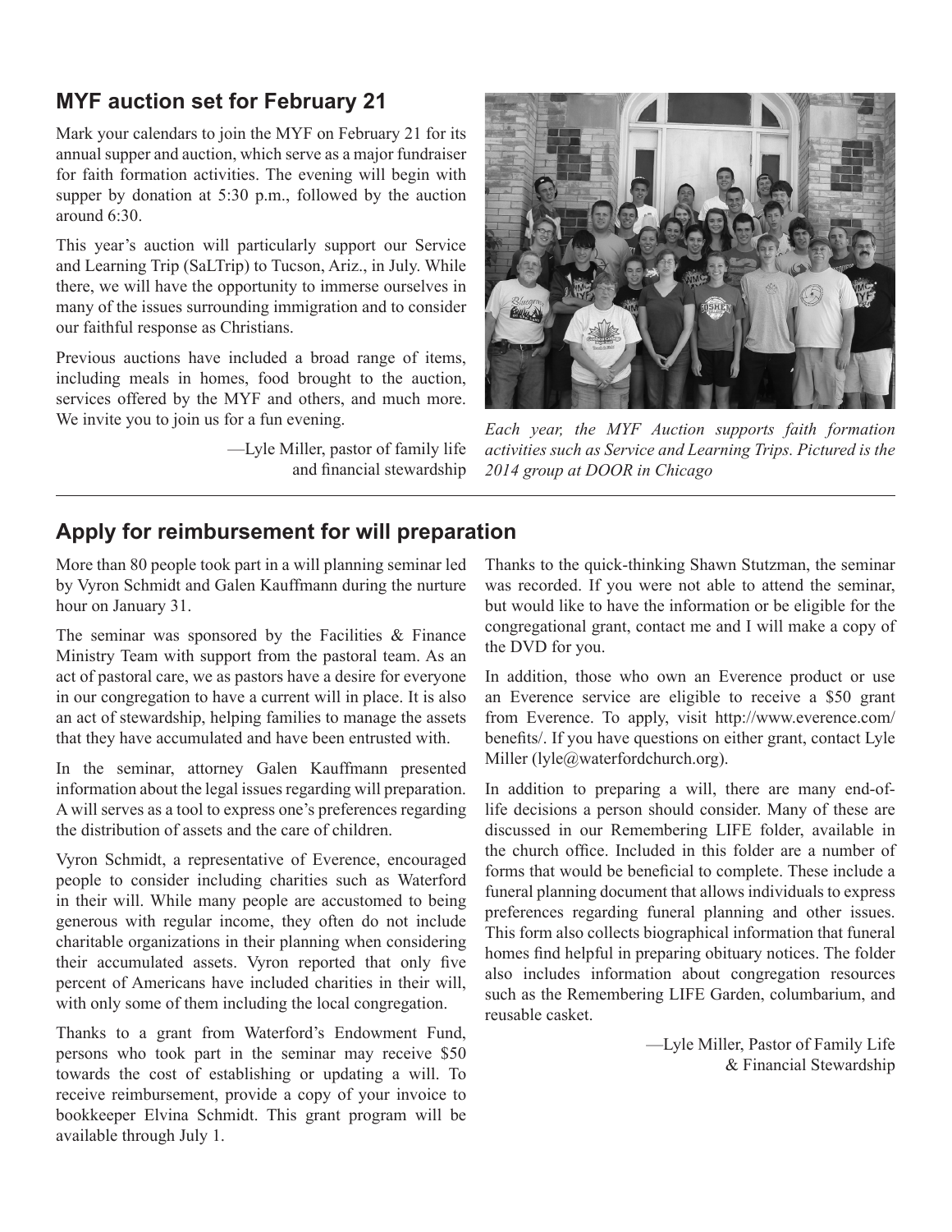## MYF auction set for February 21

Mark your calendars to join the MYF on February 21 for its annual supper and auction, which serve as a major fundraiser for faith formation activities. The evening will begin with supper by donation at 5:30 p.m., followed by the auction around 6:30.

This year's auction will particularly support our Service and Learning Trip (SaLTrip) to Tucson, Ariz., in July. While there, we will have the opportunity to immerse ourselves in many of the issues surrounding immigration and to consider our faithful response as Christians.

Previous auctions have included a broad range of items, including meals in homes, food brought to the auction, services offered by the MYF and others, and much more. We invite you to join us for a fun evening.

—Lyle Miller, pastor of family life and financial stewardship

*Each year, the MYF Auction supports faith formation activities such as Service and Learning Trips. Pictured is the 2014 group at DOOR in Chicago*

## Apply for reimbursement for will preparation

More than 80 people took part in a will planning seminar led by Vyron Schmidt and Galen Kauffmann during the nurture hour on January 31.

The seminar was sponsored by the Facilities & Finance Ministry Team with support from the pastoral team. As an act of pastoral care, we as pastors have a desire for everyone in our congregation to have a current will in place. It is also an act of stewardship, helping families to manage the assets that they have accumulated and have been entrusted with.

In the seminar, attorney Galen Kauffmann presented information about the legal issues regarding will preparation. A will serves as a tool to express one's preferences regarding the distribution of assets and the care of children.

Vyron Schmidt, a representative of Everence, encouraged people to consider including charities such as Waterford in their will. While many people are accustomed to being generous with regular income, they often do not include charitable organizations in their planning when considering their accumulated assets. Vyron reported that only five percent of Americans have included charities in their will, with only some of them including the local congregation.

Thanks to a grant from Waterford's Endowment Fund, persons who took part in the seminar may receive $50 towards the cost of establishing or updating a will. To receive reimbursement, provide a copy of your invoice to bookkeeper Elvina Schmidt. This grant program will be available through July 1.

Thanks to the quick-thinking Shawn Stutzman, the seminar was recorded. If you were not able to attend the seminar, but would like to have the information or be eligible for the congregational grant, contact me and I will make a copy of the DVD for you.

In addition, those who own an Everence product or use an Everence service are eligible to receive a $50 grant from Everence. To apply, visit http://www.everence.com/benefits/. If you have questions on either grant, contact Lyle Miller (lyle@waterfordchurch.org).

In addition to preparing a will, there are many end-of-life decisions a person should consider. Many of these are discussed in our Remembering LIFE folder, available in the church office. Included in this folder are a number of forms that would be beneficial to complete. These include a funeral planning document that allows individuals to express preferences regarding funeral planning and other issues. This form also collects biographical information that funeral homes find helpful in preparing obituary notices. The folder also includes information about congregation resources such as the Remembering LIFE Garden, columbarium, and reusable casket.

—Lyle Miller, Pastor of Family Life & Financial Stewardship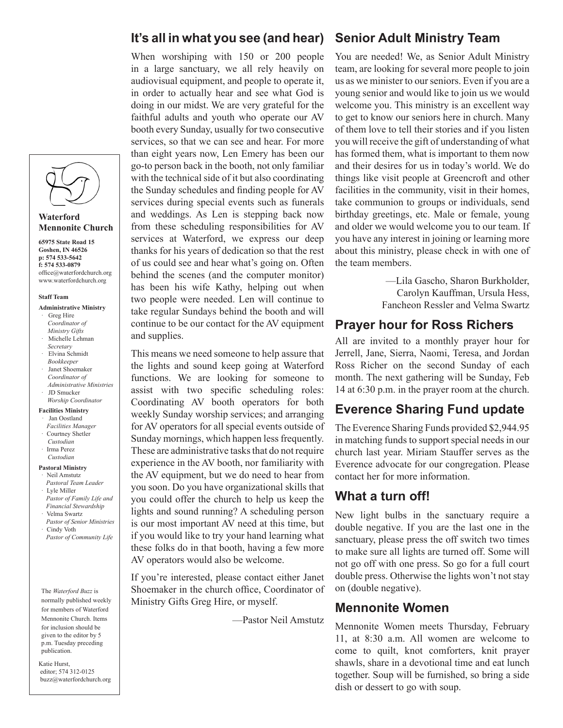**Waterford Mennonite Church**

**65975 State Road 15**
**Goshen, IN 46526**
**p: 574 533-5642**
**f: 574 533-0879**
office@waterfordchurch.org
www.waterfordchurch.org

**Staff Team**

**Administrative Ministry**
- Greg Hire *Coordinator of Ministry Gifts*
- Michelle Lehman *Secretary*
- Elvina Schmidt *Bookkeeper*
- Janet Shoemaker *Coordinator of Administrative Ministries*
- JD Smucker *Worship Coordinator*

**Facilities Ministry**
- Jan Oostland *Facilities Manager*
- Courtney Shetler *Custodian*
- Irma Perez *Custodian*

**Pastoral Ministry**
- Neil Amstutz *Pastoral Team Leader*
- Lyle Miller *Pastor of Family Life and Financial Stewardship*
- Velma Swartz *Pastor of Senior Ministries*
- Cindy Voth *Pastor of Community Life*

The *Waterford Buzz* is normally published weekly for members of Waterford Mennonite Church. Items for inclusion should be given to the editor by 5 p.m. Tuesday preceding publication.

Katie Hurst, editor; 574 312-0125
buzz@waterfordchurch.org

## It's all in what you see (and hear)

When worshiping with 150 or 200 people in a large sanctuary, we all rely heavily on audiovisual equipment, and people to operate it, in order to actually hear and see what God is doing in our midst. We are very grateful for the faithful adults and youth who operate our AV booth every Sunday, usually for two consecutive services, so that we can see and hear. For more than eight years now, Len Emery has been our go-to person back in the booth, not only familiar with the technical side of it but also coordinating the Sunday schedules and finding people for AV services during special events such as funerals and weddings. As Len is stepping back now from these scheduling responsibilities for AV services at Waterford, we express our deep thanks for his years of dedication so that the rest of us could see and hear what's going on. Often behind the scenes (and the computer monitor) has been his wife Kathy, helping out when two people were needed. Len will continue to take regular Sundays behind the booth and will continue to be our contact for the AV equipment and supplies.

This means we need someone to help assure that the lights and sound keep going at Waterford functions. We are looking for someone to assist with two specific scheduling roles: Coordinating AV booth operators for both weekly Sunday worship services; and arranging for AV operators for all special events outside of Sunday mornings, which happen less frequently. These are administrative tasks that do not require experience in the AV booth, nor familiarity with the AV equipment, but we do need to hear from you soon. Do you have organizational skills that you could offer the church to help us keep the lights and sound running? A scheduling person is our most important AV need at this time, but if you would like to try your hand learning what these folks do in that booth, having a few more AV operators would also be welcome.

If you're interested, please contact either Janet Shoemaker in the church office, Coordinator of Ministry Gifts Greg Hire, or myself.

—Pastor Neil Amstutz

## Senior Adult Ministry Team

You are needed! We, as Senior Adult Ministry team, are looking for several more people to join us as we minister to our seniors. Even if you are a young senior and would like to join us we would welcome you. This ministry is an excellent way to get to know our seniors here in church. Many of them love to tell their stories and if you listen you will receive the gift of understanding of what has formed them, what is important to them now and their desires for us in today's world. We do things like visit people at Greencroft and other facilities in the community, visit in their homes, take communion to groups or individuals, send birthday greetings, etc. Male or female, young and older we would welcome you to our team. If you have any interest in joining or learning more about this ministry, please check in with one of the team members.

—Lila Gascho, Sharon Burkholder, Carolyn Kauffman, Ursula Hess, Fancheon Ressler and Velma Swartz

## Prayer hour for Ross Richers

All are invited to a monthly prayer hour for Jerrell, Jane, Sierra, Naomi, Teresa, and Jordan Ross Richer on the second Sunday of each month. The next gathering will be Sunday, Feb 14 at 6:30 p.m. in the prayer room at the church.

## Everence Sharing Fund update

The Everence Sharing Funds provided $2,944.95 in matching funds to support special needs in our church last year. Miriam Stauffer serves as the Everence advocate for our congregation. Please contact her for more information.

## What a turn off!

New light bulbs in the sanctuary require a double negative. If you are the last one in the sanctuary, please press the off switch two times to make sure all lights are turned off. Some will not go off with one press. So go for a full court double press. Otherwise the lights won't not stay on (double negative).

## Mennonite Women

Mennonite Women meets Thursday, February 11, at 8:30 a.m. All women are welcome to come to quilt, knot comforters, knit prayer shawls, share in a devotional time and eat lunch together. Soup will be furnished, so bring a side dish or dessert to go with soup.